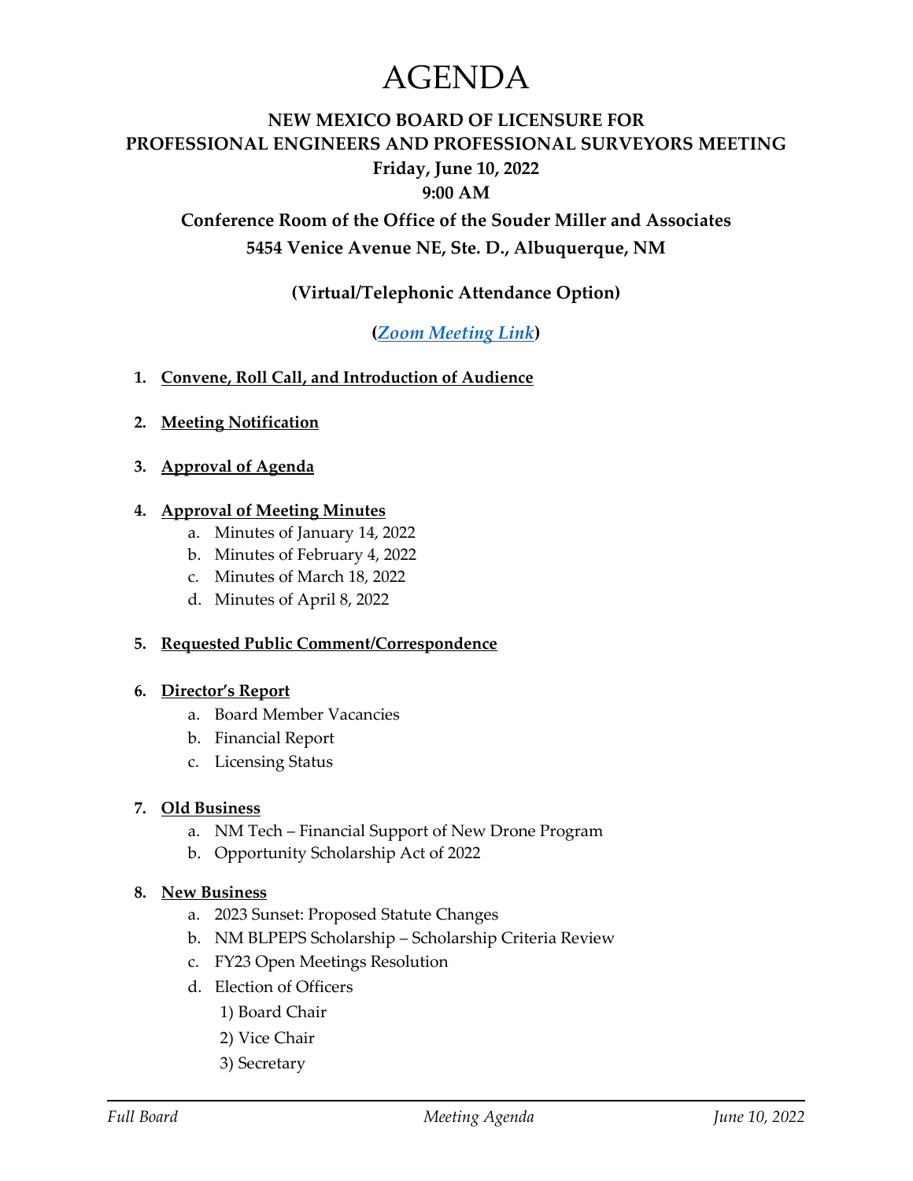# AGENDA

**NEW MEXICO BOARD OF LICENSURE FOR PROFESSIONAL ENGINEERS AND PROFESSIONAL SURVEYORS MEETING**

**Friday, June 10, 2022**

**9:00 AM**

**Conference Room of the Office of the Souder Miller and Associates**

**5454 Venice Avenue NE, Ste. D., Albuquerque, NM**

**(Virtual/Telephonic Attendance Option)**

**(*Zoom Meeting Link*)**

1. **Convene, Roll Call, and Introduction of Audience**

2. **Meeting Notification**

3. **Approval of Agenda**

4. **Approval of Meeting Minutes**
   a. Minutes of January 14, 2022
   b. Minutes of February 4, 2022
   c. Minutes of March 18, 2022
   d. Minutes of April 8, 2022

5. **Requested Public Comment/Correspondence**

6. **Director's Report**
   a. Board Member Vacancies
   b. Financial Report
   c. Licensing Status

7. **Old Business**
   a. NM Tech – Financial Support of New Drone Program
   b. Opportunity Scholarship Act of 2022

8. **New Business**
   a. 2023 Sunset: Proposed Statute Changes
   b. NM BLPEPS Scholarship – Scholarship Criteria Review
   c. FY23 Open Meetings Resolution
   d. Election of Officers
      1) Board Chair
      2) Vice Chair
      3) Secretary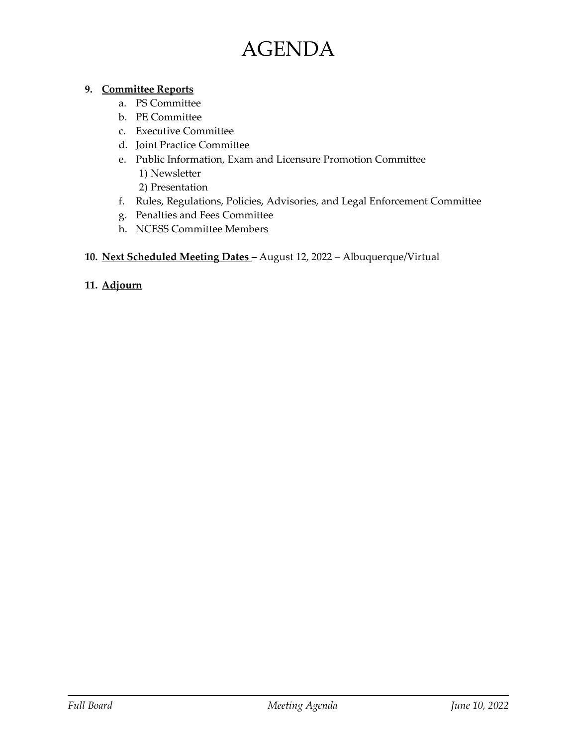# AGENDA

9. **Committee Reports**
    a. PS Committee
    b. PE Committee
    c. Executive Committee
    d. Joint Practice Committee
    e. Public Information, Exam and Licensure Promotion Committee
        1) Newsletter
        2) Presentation
    f. Rules, Regulations, Policies, Advisories, and Legal Enforcement Committee
    g. Penalties and Fees Committee
    h. NCESS Committee Members

10. **Next Scheduled Meeting Dates –** August 12, 2022 – Albuquerque/Virtual

11. **Adjourn**